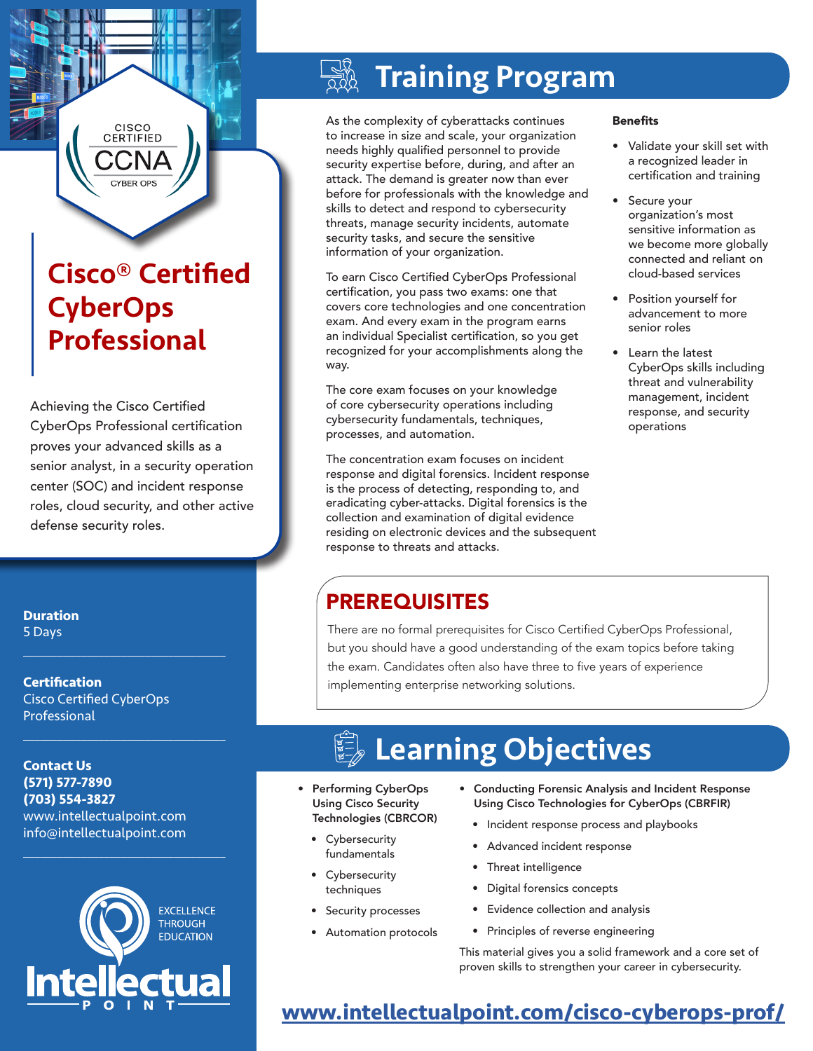# Cisco® Certified CyberOps Professional

Achieving the Cisco Certified CyberOps Professional certification proves your advanced skills as a senior analyst, in a security operation center (SOC) and incident response roles, cloud security, and other active defense security roles.

**Duration**
5 Days

**Certification**
Cisco Certified CyberOps Professional

**Contact Us**
**(571) 577-7890**
**(703) 554-3827**
www.intellectualpoint.com
info@intellectualpoint.com

EXCELLENCE THROUGH EDUCATION

Intellectual POINT

## Training Program

As the complexity of cyberattacks continues to increase in size and scale, your organization needs highly qualified personnel to provide security expertise before, during, and after an attack. The demand is greater now than ever before for professionals with the knowledge and skills to detect and respond to cybersecurity threats, manage security incidents, automate security tasks, and secure the sensitive information of your organization.

To earn Cisco Certified CyberOps Professional certification, you pass two exams: one that covers core technologies and one concentration exam. And every exam in the program earns an individual Specialist certification, so you get recognized for your accomplishments along the way.

The core exam focuses on your knowledge of core cybersecurity operations including cybersecurity fundamentals, techniques, processes, and automation.

The concentration exam focuses on incident response and digital forensics. Incident response is the process of detecting, responding to, and eradicating cyber-attacks. Digital forensics is the collection and examination of digital evidence residing on electronic devices and the subsequent response to threats and attacks.

**Benefits**

- Validate your skill set with a recognized leader in certification and training
- Secure your organization's most sensitive information as we become more globally connected and reliant on cloud-based services
- Position yourself for advancement to more senior roles
- Learn the latest CyberOps skills including threat and vulnerability management, incident response, and security operations

## PREREQUISITES

There are no formal prerequisites for Cisco Certified CyberOps Professional, but you should have a good understanding of the exam topics before taking the exam. Candidates often also have three to five years of experience implementing enterprise networking solutions.

## Learning Objectives

- **Performing CyberOps Using Cisco Security Technologies (CBRCOR)**
  - Cybersecurity fundamentals
  - Cybersecurity techniques
  - Security processes
  - Automation protocols
- **Conducting Forensic Analysis and Incident Response Using Cisco Technologies for CyberOps (CBRFIR)**
  - Incident response process and playbooks
  - Advanced incident response
  - Threat intelligence
  - Digital forensics concepts
  - Evidence collection and analysis
  - Principles of reverse engineering

This material gives you a solid framework and a core set of proven skills to strengthen your career in cybersecurity.

**www.intellectualpoint.com/cisco-cyberops-prof/**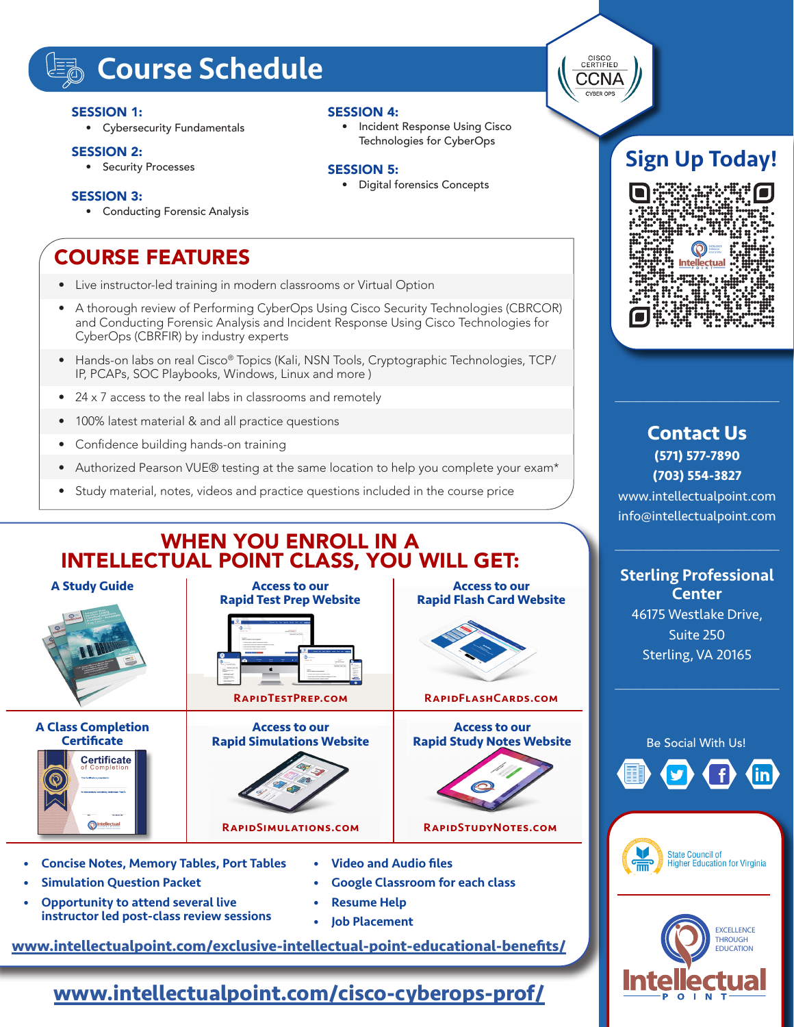# Course Schedule

**SESSION 1:**
- Cybersecurity Fundamentals

**SESSION 2:**
- Security Processes

**SESSION 3:**
- Conducting Forensic Analysis

**SESSION 4:**
- Incident Response Using Cisco Technologies for CyberOps

**SESSION 5:**
- Digital forensics Concepts

CISCO CERTIFIED CCNA CYBER OPS

## COURSE FEATURES

- Live instructor-led training in modern classrooms or Virtual Option
- A thorough review of Performing CyberOps Using Cisco Security Technologies (CBRCOR) and Conducting Forensic Analysis and Incident Response Using Cisco Technologies for CyberOps (CBRFIR) by industry experts
- Hands-on labs on real Cisco® Topics (Kali, NSN Tools, Cryptographic Technologies, TCP/IP, PCAPs, SOC Playbooks, Windows, Linux and more )
- 24 x 7 access to the real labs in classrooms and remotely
- 100% latest material & and all practice questions
- Confidence building hands-on training
- Authorized Pearson VUE® testing at the same location to help you complete your exam*
- Study material, notes, videos and practice questions included in the course price

## WHEN YOU ENROLL IN A INTELLECTUAL POINT CLASS, YOU WILL GET:

**A Study Guide**

**Access to our Rapid Test Prep Website**
RAPIDTESTPREP.COM

**Access to our Rapid Flash Card Website**
RAPIDFLASHCARDS.COM

**A Class Completion Certificate**

**Access to our Rapid Simulations Website**
RAPIDSIMULATIONS.COM

**Access to our Rapid Study Notes Website**
RAPIDSTUDYNOTES.COM

- **Concise Notes, Memory Tables, Port Tables**
- **Simulation Question Packet**
- **Opportunity to attend several live instructor led post-class review sessions**
- **Video and Audio files**
- **Google Classroom for each class**
- **Resume Help**
- **Job Placement**

**www.intellectualpoint.com/exclusive-intellectual-point-educational-benefits/**

**www.intellectualpoint.com/cisco-cyberops-prof/**

## Sign Up Today!

## Contact Us

**(571) 577-7890**
**(703) 554-3827**
www.intellectualpoint.com
info@intellectualpoint.com

**Sterling Professional Center**
46175 Westlake Drive,
Suite 250
Sterling, VA 20165

Be Social With Us!

State Council of Higher Education for Virginia

EXCELLENCE THROUGH EDUCATION
Intellectual POINT